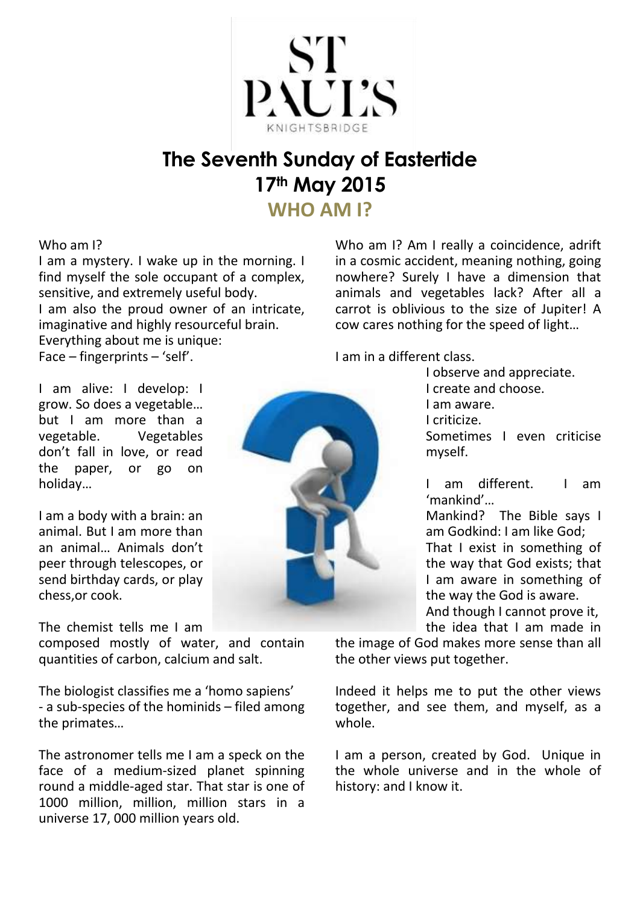ST PAUL'S

KNIGHTSBRIDGE

# The Seventh Sunday of Eastertide
# 17th May 2015
## WHO AM I?

Who am I?
I am a mystery. I wake up in the morning. I find myself the sole occupant of a complex, sensitive, and extremely useful body.
I am also the proud owner of an intricate, imaginative and highly resourceful brain.
Everything about me is unique:
Face – fingerprints – 'self'.

I am alive: I develop: I grow. So does a vegetable… but I am more than a vegetable. Vegetables don't fall in love, or read the paper, or go on holiday…

I am a body with a brain: an animal. But I am more than an animal… Animals don't peer through telescopes, or send birthday cards, or play chess,or cook.

The chemist tells me I am composed mostly of water, and contain quantities of carbon, calcium and salt.

The biologist classifies me a 'homo sapiens' - a sub-species of the hominids – filed among the primates…

The astronomer tells me I am a speck on the face of a medium-sized planet spinning round a middle-aged star. That star is one of 1000 million, million, million stars in a universe 17, 000 million years old.

Who am I? Am I really a coincidence, adrift in a cosmic accident, meaning nothing, going nowhere? Surely I have a dimension that animals and vegetables lack? After all a carrot is oblivious to the size of Jupiter! A cow cares nothing for the speed of light…

I am in a different class.
I observe and appreciate.
I create and choose.
I am aware.
I criticize.
Sometimes I even criticise myself.

I am different. I am 'mankind'…
Mankind? The Bible says I am Godkind: I am like God;
That I exist in something of the way that God exists; that I am aware in something of the way the God is aware.
And though I cannot prove it, the idea that I am made in the image of God makes more sense than all the other views put together.

Indeed it helps me to put the other views together, and see them, and myself, as a whole.

I am a person, created by God. Unique in the whole universe and in the whole of history: and I know it.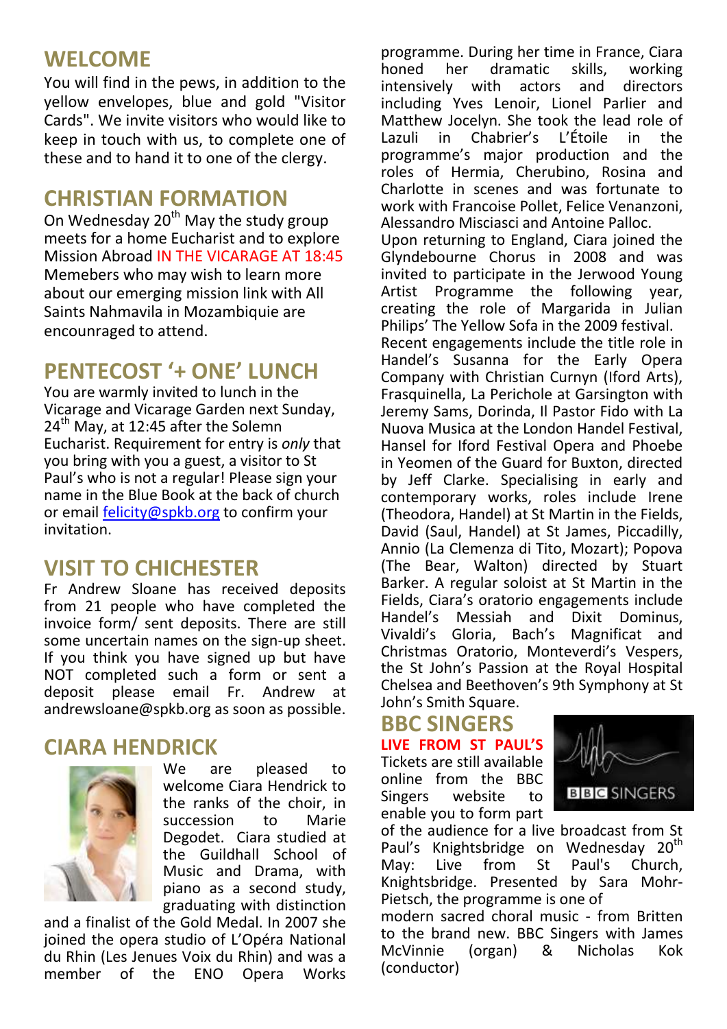## WELCOME

You will find in the pews, in addition to the yellow envelopes, blue and gold "Visitor Cards". We invite visitors who would like to keep in touch with us, to complete one of these and to hand it to one of the clergy.

## CHRISTIAN FORMATION

On Wednesday 20th May the study group meets for a home Eucharist and to explore Mission Abroad IN THE VICARAGE AT 18:45 Memebers who may wish to learn more about our emerging mission link with All Saints Nahmavila in Mozambique are encounraged to attend.

## PENTECOST '+ ONE' LUNCH

You are warmly invited to lunch in the Vicarage and Vicarage Garden next Sunday, 24th May, at 12:45 after the Solemn Eucharist. Requirement for entry is *only* that you bring with you a guest, a visitor to St Paul's who is not a regular! Please sign your name in the Blue Book at the back of church or email felicity@spkb.org to confirm your invitation.

## VISIT TO CHICHESTER

Fr Andrew Sloane has received deposits from 21 people who have completed the invoice form/ sent deposits. There are still some uncertain names on the sign-up sheet. If you think you have signed up but have NOT completed such a form or sent a deposit please email Fr. Andrew at andrewsloane@spkb.org as soon as possible.

## CIARA HENDRICK

We are pleased to welcome Ciara Hendrick to the ranks of the choir, in succession to Marie Degodet. Ciara studied at the Guildhall School of Music and Drama, with piano as a second study, graduating with distinction and a finalist of the Gold Medal. In 2007 she joined the opera studio of L'Opéra National du Rhin (Les Jenues Voix du Rhin) and was a member of the ENO Opera Works programme. During her time in France, Ciara honed her dramatic skills, working intensively with actors and directors including Yves Lenoir, Lionel Parlier and Matthew Jocelyn. She took the lead role of Lazuli in Chabrier's L'Étoile in the programme's major production and the roles of Hermia, Cherubino, Rosina and Charlotte in scenes and was fortunate to work with Francoise Pollet, Felice Venanzoni, Alessandro Misciasci and Antoine Palloc.
Upon returning to England, Ciara joined the Glyndebourne Chorus in 2008 and was invited to participate in the Jerwood Young Artist Programme the following year, creating the role of Margarida in Julian Philips' The Yellow Sofa in the 2009 festival.
Recent engagements include the title role in Handel's Susanna for the Early Opera Company with Christian Curnyn (Iford Arts), Frasquinella, La Perichole at Garsington with Jeremy Sams, Dorinda, Il Pastor Fido with La Nuova Musica at the London Handel Festival, Hansel for Iford Festival Opera and Phoebe in Yeomen of the Guard for Buxton, directed by Jeff Clarke. Specialising in early and contemporary works, roles include Irene (Theodora, Handel) at St Martin in the Fields, David (Saul, Handel) at St James, Piccadilly, Annio (La Clemenza di Tito, Mozart); Popova (The Bear, Walton) directed by Stuart Barker. A regular soloist at St Martin in the Fields, Ciara's oratorio engagements include Handel's Messiah and Dixit Dominus, Vivaldi's Gloria, Bach's Magnificat and Christmas Oratorio, Monteverdi's Vespers, the St John's Passion at the Royal Hospital Chelsea and Beethoven's 9th Symphony at St John's Smith Square.

## BBC SINGERS

**LIVE FROM ST PAUL'S**

Tickets are still available online from the BBC Singers website to enable you to form part of the audience for a live broadcast from St Paul's Knightsbridge on Wednesday 20th May: Live from St Paul's Church, Knightsbridge. Presented by Sara Mohr-Pietsch, the programme is one of modern sacred choral music - from Britten to the brand new. BBC Singers with James McVinnie (organ) & Nicholas Kok (conductor)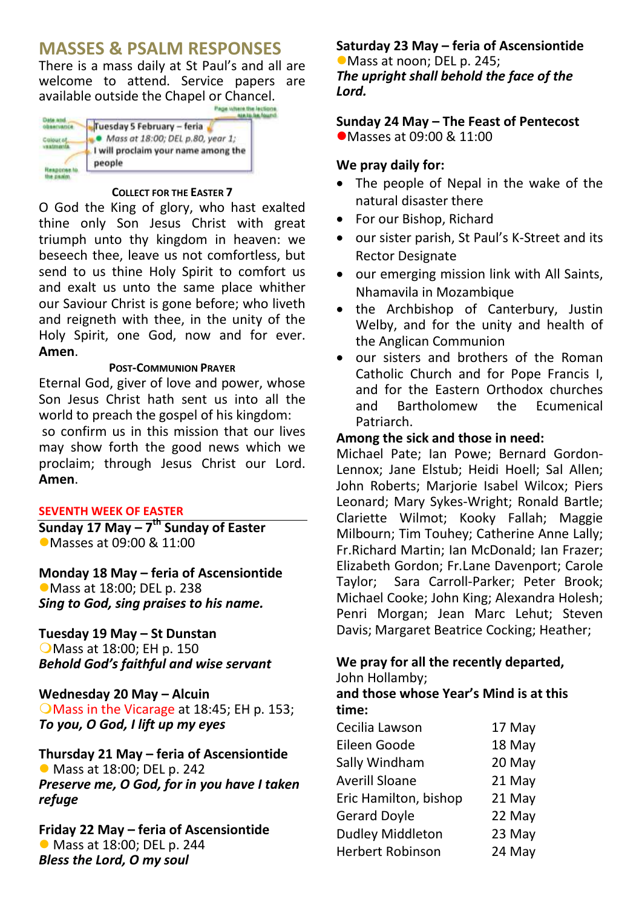## MASSES & PSALM RESPONSES

There is a mass daily at St Paul's and all are welcome to attend. Service papers are available outside the Chapel or Chancel.

Date and observance — Tuesday 5 February – feria
Colour of vestments — ● Mass at 18:00; DEL p.80, year 1; — Page where the lections are to be found
Response to the psalm — I will proclaim your name among the people

### COLLECT FOR THE EASTER 7

O God the King of glory, who hast exalted thine only Son Jesus Christ with great triumph unto thy kingdom in heaven: we beseech thee, leave us not comfortless, but send to us thine Holy Spirit to comfort us and exalt us unto the same place whither our Saviour Christ is gone before; who liveth and reigneth with thee, in the unity of the Holy Spirit, one God, now and for ever. **Amen**.

### POST-COMMUNION PRAYER

Eternal God, giver of love and power, whose Son Jesus Christ hath sent us into all the world to preach the gospel of his kingdom: so confirm us in this mission that our lives may show forth the good news which we proclaim; through Jesus Christ our Lord. **Amen**.

### SEVENTH WEEK OF EASTER

**Sunday 17 May – 7th Sunday of Easter**
● Masses at 09:00 & 11:00

**Monday 18 May – feria of Ascensiontide**
● Mass at 18:00; DEL p. 238
***Sing to God, sing praises to his name.***

**Tuesday 19 May – St Dunstan**
○ Mass at 18:00; EH p. 150
***Behold God's faithful and wise servant***

**Wednesday 20 May – Alcuin**
○ Mass in the Vicarage at 18:45; EH p. 153;
***To you, O God, I lift up my eyes***

**Thursday 21 May – feria of Ascensiontide**
● Mass at 18:00; DEL p. 242
***Preserve me, O God, for in you have I taken refuge***

**Friday 22 May – feria of Ascensiontide**
● Mass at 18:00; DEL p. 244
***Bless the Lord, O my soul***

**Saturday 23 May – feria of Ascensiontide**
● Mass at noon; DEL p. 245;
***The upright shall behold the face of the Lord.***

**Sunday 24 May – The Feast of Pentecost**
● Masses at 09:00 & 11:00

**We pray daily for:**

- The people of Nepal in the wake of the natural disaster there
- For our Bishop, Richard
- our sister parish, St Paul's K-Street and its Rector Designate
- our emerging mission link with All Saints, Nhamavila in Mozambique
- the Archbishop of Canterbury, Justin Welby, and for the unity and health of the Anglican Communion
- our sisters and brothers of the Roman Catholic Church and for Pope Francis I, and for the Eastern Orthodox churches and Bartholomew the Ecumenical Patriarch.

**Among the sick and those in need:**
Michael Pate; Ian Powe; Bernard Gordon-Lennox; Jane Elstub; Heidi Hoell; Sal Allen; John Roberts; Marjorie Isabel Wilcox; Piers Leonard; Mary Sykes-Wright; Ronald Bartle; Clariette Wilmot; Kooky Fallah; Maggie Milbourn; Tim Touhey; Catherine Anne Lally; Fr.Richard Martin; Ian McDonald; Ian Frazer; Elizabeth Gordon; Fr.Lane Davenport; Carole Taylor; Sara Carroll-Parker; Peter Brook; Michael Cooke; John King; Alexandra Holesh; Penri Morgan; Jean Marc Lehut; Steven Davis; Margaret Beatrice Cocking; Heather;

**We pray for all the recently departed,**
John Hollamby;
**and those whose Year's Mind is at this time:**

| | |
|---|---|
| Cecilia Lawson | 17 May |
| Eileen Goode | 18 May |
| Sally Windham | 20 May |
| Averill Sloane | 21 May |
| Eric Hamilton, bishop | 21 May |
| Gerard Doyle | 22 May |
| Dudley Middleton | 23 May |
| Herbert Robinson | 24 May |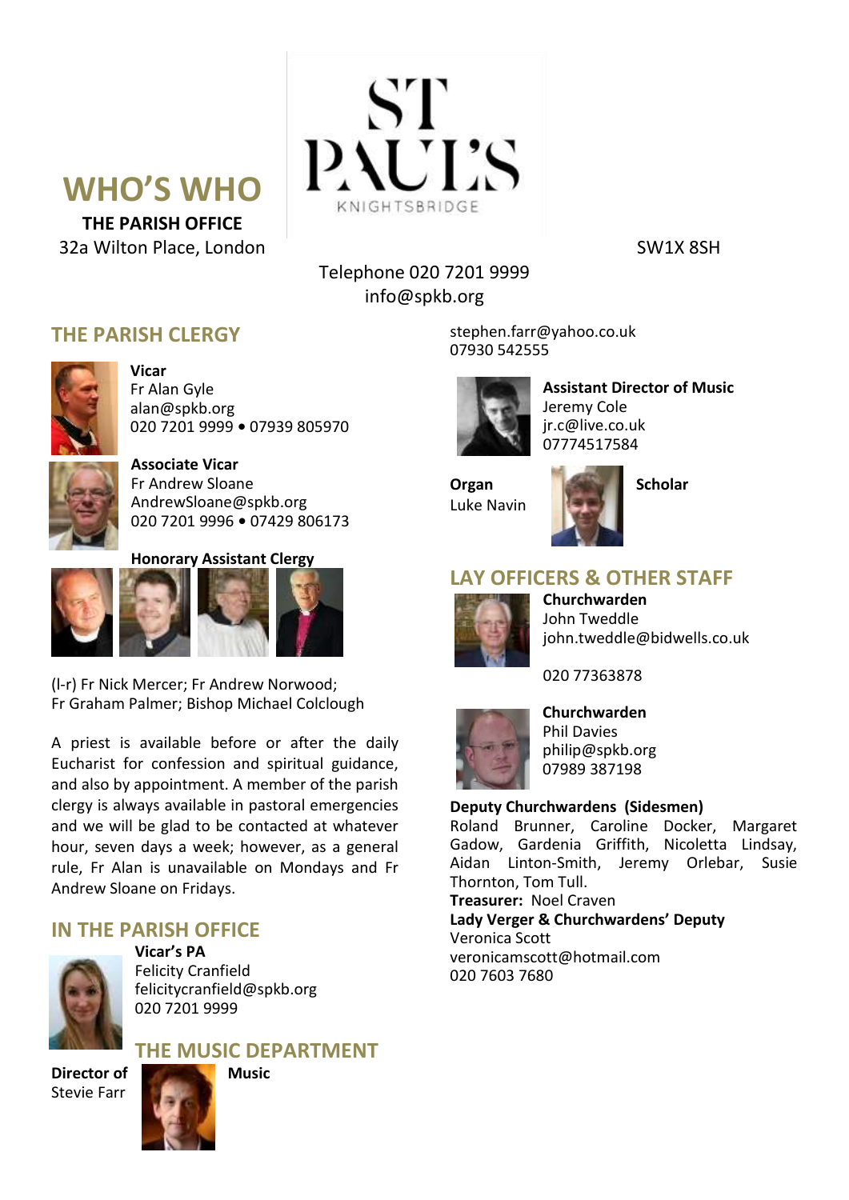# WHO'S WHO

**THE PARISH OFFICE**
32a Wilton Place, London SW1X 8SH
Telephone 020 7201 9999
info@spkb.org

## THE PARISH CLERGY

**Vicar**
Fr Alan Gyle
alan@spkb.org
020 7201 9999 • 07939 805970

**Associate Vicar**
Fr Andrew Sloane
AndrewSloane@spkb.org
020 7201 9996 • 07429 806173

**Honorary Assistant Clergy**

(l-r) Fr Nick Mercer; Fr Andrew Norwood; Fr Graham Palmer; Bishop Michael Colclough

A priest is available before or after the daily Eucharist for confession and spiritual guidance, and also by appointment. A member of the parish clergy is always available in pastoral emergencies and we will be glad to be contacted at whatever hour, seven days a week; however, as a general rule, Fr Alan is unavailable on Mondays and Fr Andrew Sloane on Fridays.

## IN THE PARISH OFFICE

**Vicar's PA**
Felicity Cranfield
felicitycranfield@spkb.org
020 7201 9999

## THE MUSIC DEPARTMENT

**Director of Music**
Stevie Farr
stephen.farr@yahoo.co.uk
07930 542555

**Assistant Director of Music**
Jeremy Cole
jr.c@live.co.uk
07774517584

**Organ Scholar**
Luke Navin

## LAY OFFICERS & OTHER STAFF

**Churchwarden**
John Tweddle
john.tweddle@bidwells.co.uk

020 77363878

**Churchwarden**
Phil Davies
philip@spkb.org
07989 387198

**Deputy Churchwardens (Sidesmen)**
Roland Brunner, Caroline Docker, Margaret Gadow, Gardenia Griffith, Nicoletta Lindsay, Aidan Linton-Smith, Jeremy Orlebar, Susie Thornton, Tom Tull.

**Treasurer:** Noel Craven

**Lady Verger & Churchwardens' Deputy**
Veronica Scott
veronicamscott@hotmail.com
020 7603 7680